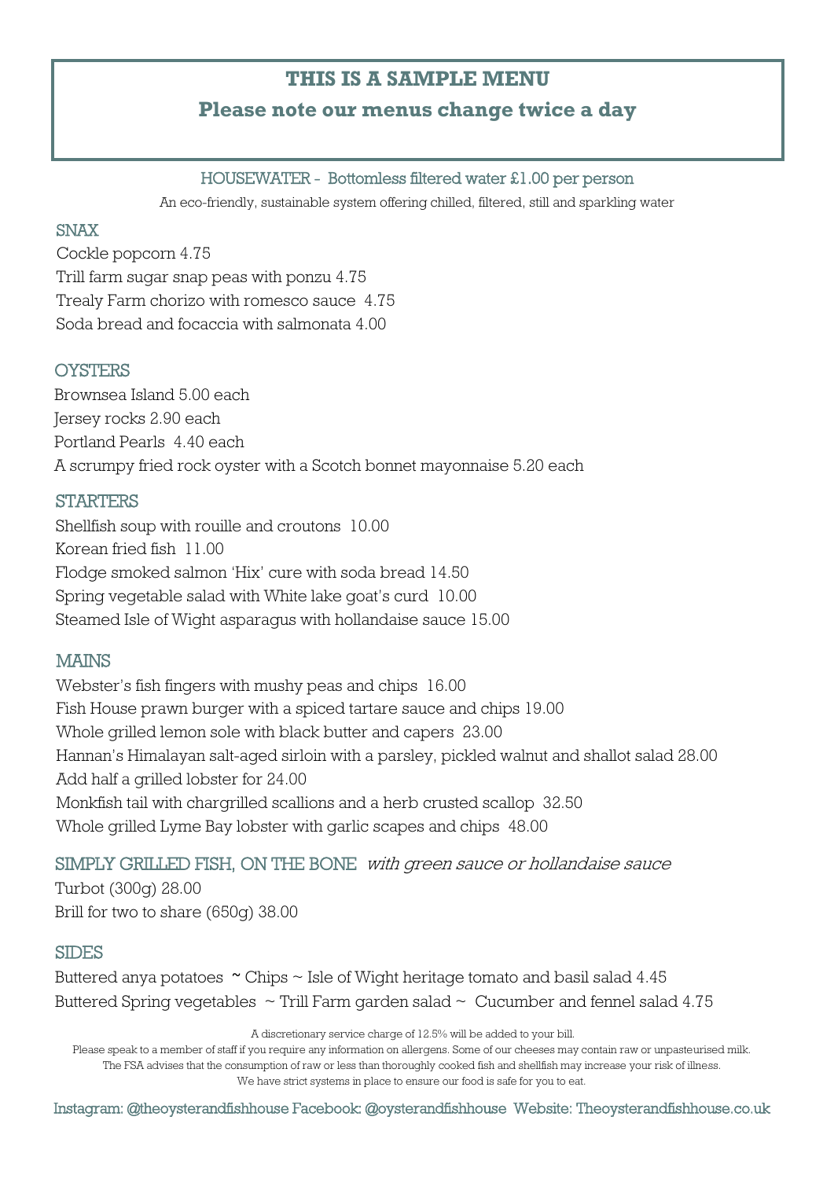# THIS IS A SAMPLE MENU

## Please note our menus change twice a day

HOUSEWATER - Bottomless filtered water £1.00 per person

An eco-friendly, sustainable system offering chilled, filtered, still and sparkling water

### SNAX

Cockle popcorn 4.75
Trill farm sugar snap peas with ponzu 4.75
Trealy Farm chorizo with romesco sauce 4.75
Soda bread and focaccia with salmonata 4.00

### OYSTERS

Brownsea Island 5.00 each
Jersey rocks 2.90 each
Portland Pearls 4.40 each
A scrumpy fried rock oyster with a Scotch bonnet mayonnaise 5.20 each

### STARTERS

Shellfish soup with rouille and croutons 10.00
Korean fried fish 11.00
Flodge smoked salmon 'Hix' cure with soda bread 14.50
Spring vegetable salad with White lake goat's curd 10.00
Steamed Isle of Wight asparagus with hollandaise sauce 15.00

### MAINS

Webster's fish fingers with mushy peas and chips 16.00
Fish House prawn burger with a spiced tartare sauce and chips 19.00
Whole grilled lemon sole with black butter and capers 23.00
Hannan's Himalayan salt-aged sirloin with a parsley, pickled walnut and shallot salad 28.00
Add half a grilled lobster for 24.00
Monkfish tail with chargrilled scallions and a herb crusted scallop 32.50
Whole grilled Lyme Bay lobster with garlic scapes and chips 48.00

### SIMPLY GRILLED FISH, ON THE BONE *with green sauce or hollandaise sauce*

Turbot (300g) 28.00
Brill for two to share (650g) 38.00

### SIDES

Buttered anya potatoes ~ Chips ~ Isle of Wight heritage tomato and basil salad 4.45
Buttered Spring vegetables ~ Trill Farm garden salad ~ Cucumber and fennel salad 4.75

A discretionary service charge of 12.5% will be added to your bill.
Please speak to a member of staff if you require any information on allergens. Some of our cheeses may contain raw or unpasteurised milk.
The FSA advises that the consumption of raw or less than thoroughly cooked fish and shellfish may increase your risk of illness.
We have strict systems in place to ensure our food is safe for you to eat.

Instagram: @theoysterandfishhouse Facebook: @oysterandfishhouse Website: Theoysterandfishhouse.co.uk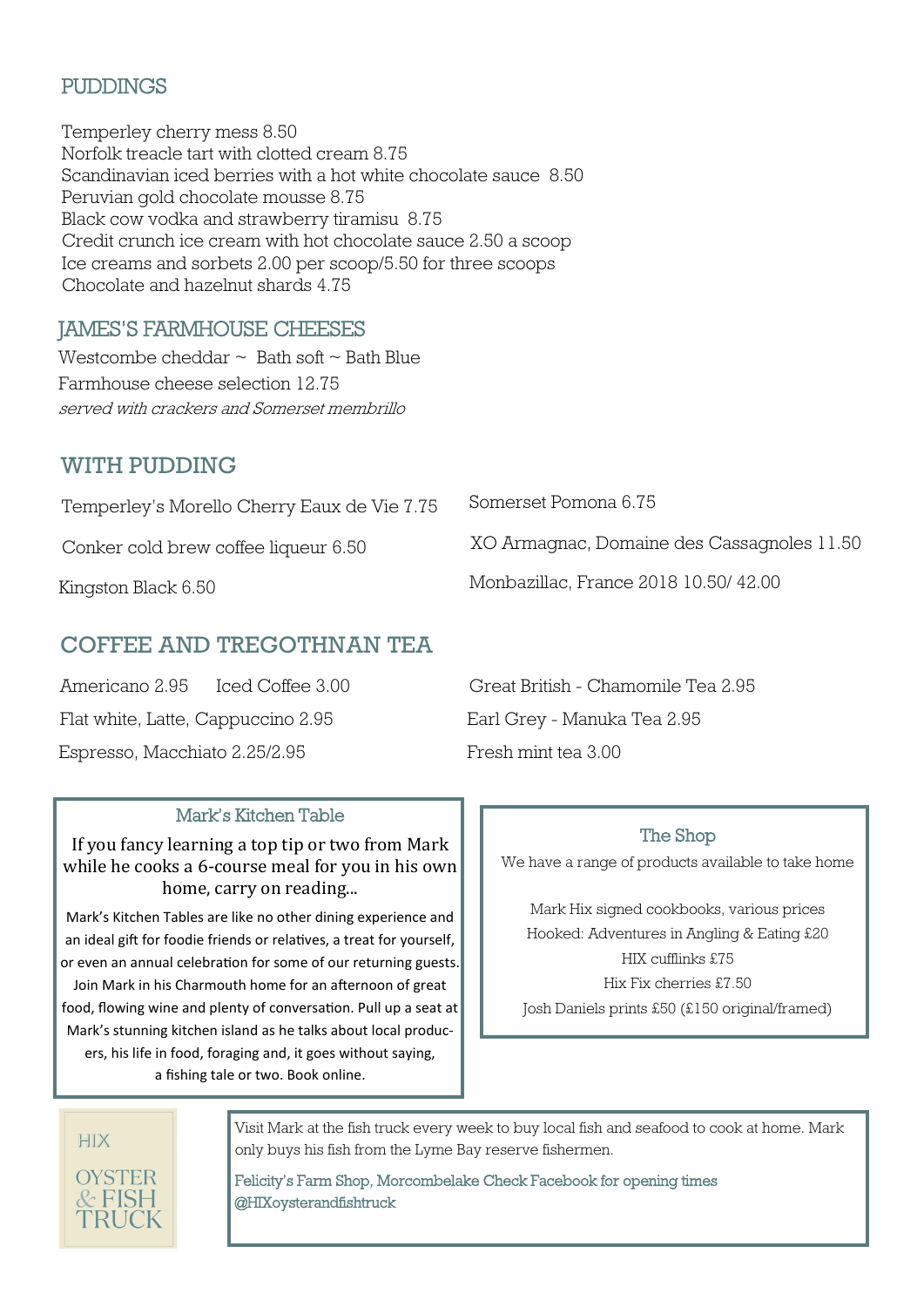## PUDDINGS

Temperley cherry mess 8.50
Norfolk treacle tart with clotted cream 8.75
Scandinavian iced berries with a hot white chocolate sauce 8.50
Peruvian gold chocolate mousse 8.75
Black cow vodka and strawberry tiramisu 8.75
Credit crunch ice cream with hot chocolate sauce 2.50 a scoop
Ice creams and sorbets 2.00 per scoop/5.50 for three scoops
Chocolate and hazelnut shards 4.75

## JAMES'S FARMHOUSE CHEESES

Westcombe cheddar ~ Bath soft ~ Bath Blue
Farmhouse cheese selection 12.75
*served with crackers and Somerset membrillo*

## WITH PUDDING

Temperley's Morello Cherry Eaux de Vie 7.75
Conker cold brew coffee liqueur 6.50
Kingston Black 6.50

Somerset Pomona 6.75
XO Armagnac, Domaine des Cassagnoles 11.50
Monbazillac, France 2018 10.50/ 42.00

## COFFEE AND TREGOTHNAN TEA

Americano 2.95 Iced Coffee 3.00
Flat white, Latte, Cappuccino 2.95
Espresso, Macchiato 2.25/2.95

Great British - Chamomile Tea 2.95
Earl Grey - Manuka Tea 2.95
Fresh mint tea 3.00

### Mark's Kitchen Table

If you fancy learning a top tip or two from Mark while he cooks a 6-course meal for you in his own home, carry on reading...

Mark's Kitchen Tables are like no other dining experience and an ideal gift for foodie friends or relatives, a treat for yourself, or even an annual celebration for some of our returning guests. Join Mark in his Charmouth home for an afternoon of great food, flowing wine and plenty of conversation. Pull up a seat at Mark's stunning kitchen island as he talks about local producers, his life in food, foraging and, it goes without saying, a fishing tale or two. Book online.

### The Shop

We have a range of products available to take home

Mark Hix signed cookbooks, various prices
Hooked: Adventures in Angling & Eating £20
HIX cufflinks £75
Hix Fix cherries £7.50
Josh Daniels prints £50 (£150 original/framed)

HIX OYSTER & FISH TRUCK

Visit Mark at the fish truck every week to buy local fish and seafood to cook at home. Mark only buys his fish from the Lyme Bay reserve fishermen.

Felicity's Farm Shop, Morcombelake Check Facebook for opening times
@HIXoysterandfishtruck